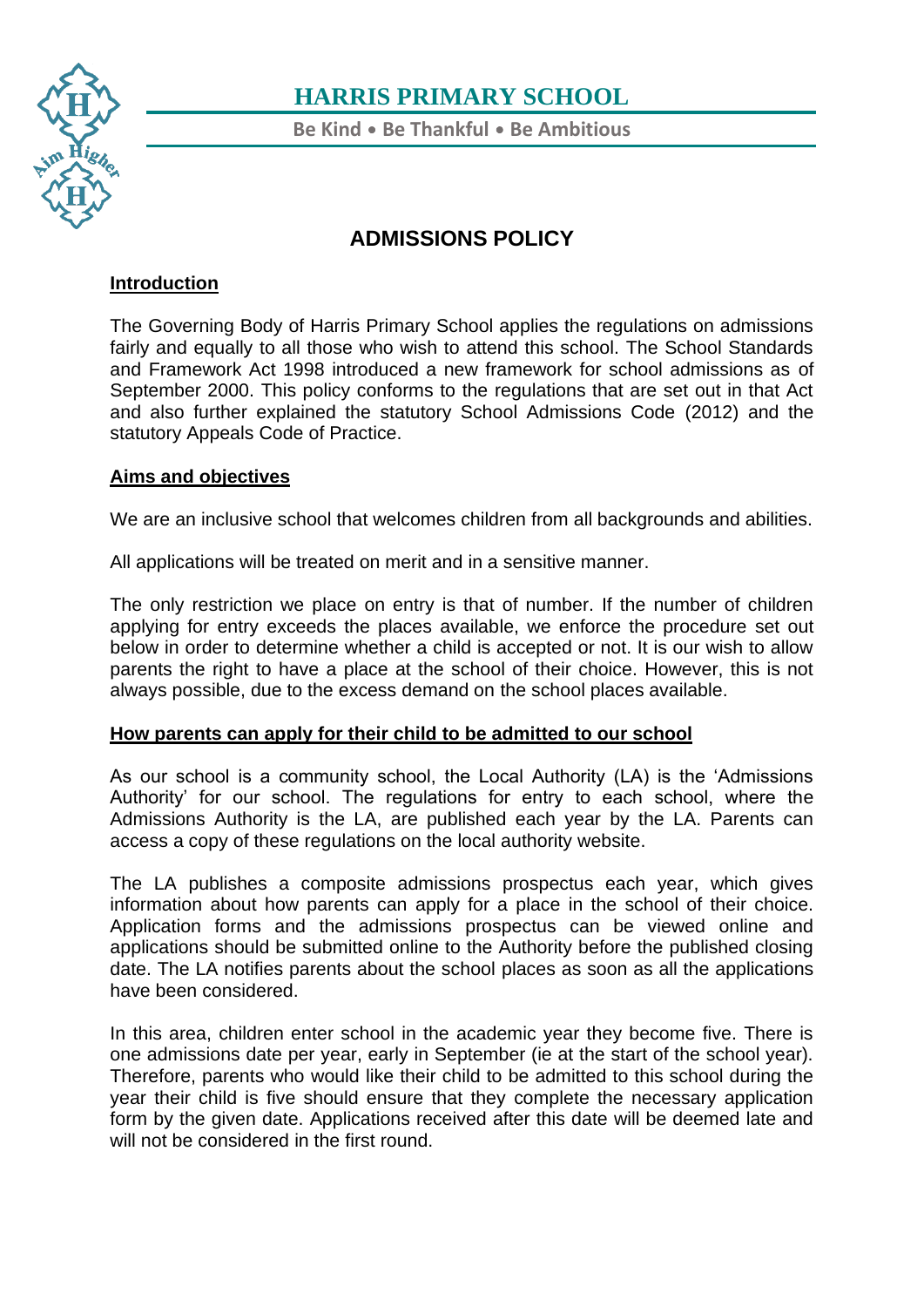# HARRIS PRIMARY SCHOOL

**Be Kind • Be Thankful • Be Ambitious**

## ADMISSIONS POLICY

### Introduction

The Governing Body of Harris Primary School applies the regulations on admissions fairly and equally to all those who wish to attend this school. The School Standards and Framework Act 1998 introduced a new framework for school admissions as of September 2000. This policy conforms to the regulations that are set out in that Act and also further explained the statutory School Admissions Code (2012) and the statutory Appeals Code of Practice.

### Aims and objectives

We are an inclusive school that welcomes children from all backgrounds and abilities.

All applications will be treated on merit and in a sensitive manner.

The only restriction we place on entry is that of number. If the number of children applying for entry exceeds the places available, we enforce the procedure set out below in order to determine whether a child is accepted or not. It is our wish to allow parents the right to have a place at the school of their choice. However, this is not always possible, due to the excess demand on the school places available.

### How parents can apply for their child to be admitted to our school

As our school is a community school, the Local Authority (LA) is the 'Admissions Authority' for our school. The regulations for entry to each school, where the Admissions Authority is the LA, are published each year by the LA. Parents can access a copy of these regulations on the local authority website.

The LA publishes a composite admissions prospectus each year, which gives information about how parents can apply for a place in the school of their choice. Application forms and the admissions prospectus can be viewed online and applications should be submitted online to the Authority before the published closing date. The LA notifies parents about the school places as soon as all the applications have been considered.

In this area, children enter school in the academic year they become five. There is one admissions date per year, early in September (ie at the start of the school year). Therefore, parents who would like their child to be admitted to this school during the year their child is five should ensure that they complete the necessary application form by the given date. Applications received after this date will be deemed late and will not be considered in the first round.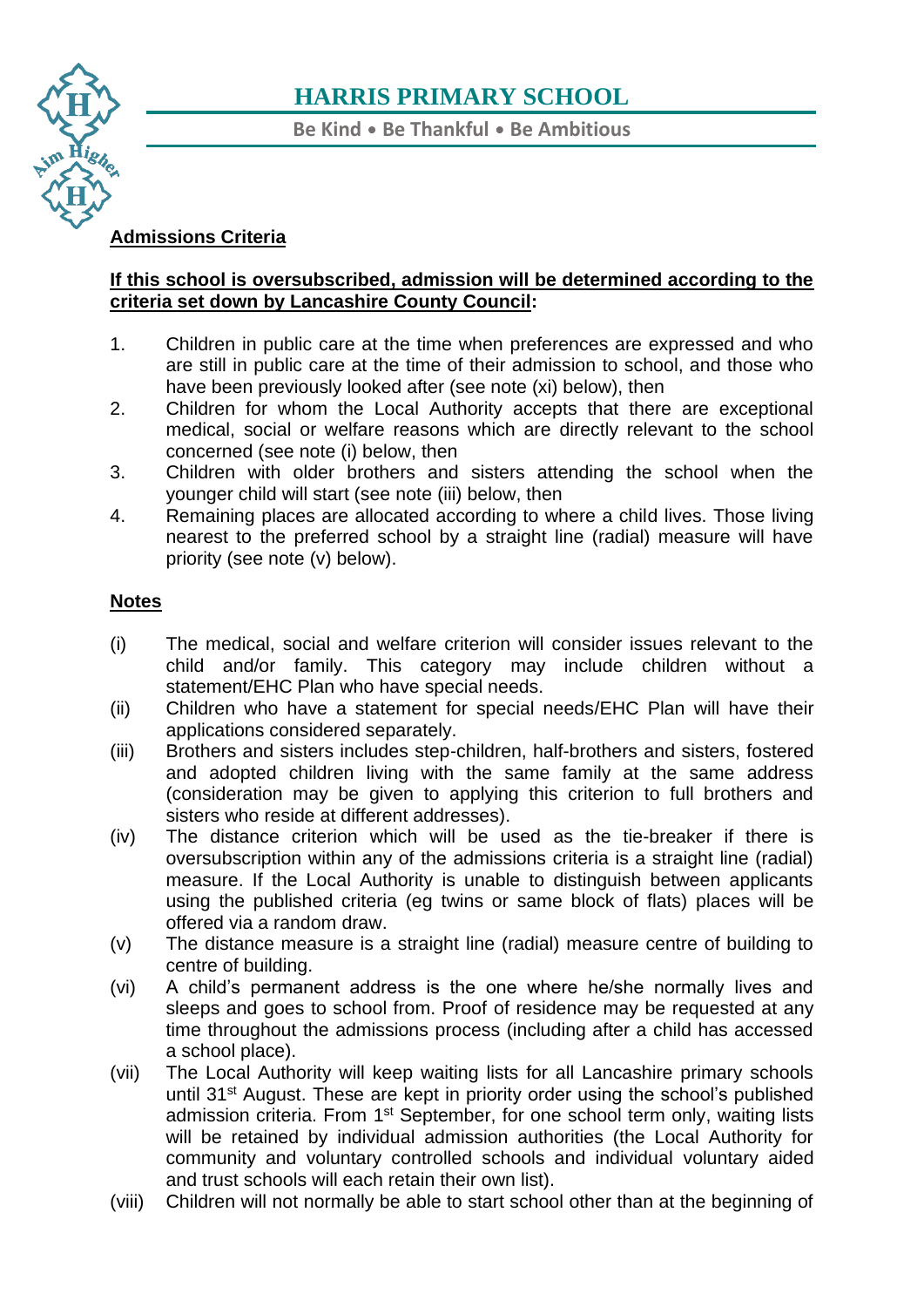# HARRIS PRIMARY SCHOOL

**Be Kind • Be Thankful • Be Ambitious**

## Admissions Criteria

**If this school is oversubscribed, admission will be determined according to the criteria set down by Lancashire County Council:**

1. Children in public care at the time when preferences are expressed and who are still in public care at the time of their admission to school, and those who have been previously looked after (see note (xi) below), then
2. Children for whom the Local Authority accepts that there are exceptional medical, social or welfare reasons which are directly relevant to the school concerned (see note (i) below, then
3. Children with older brothers and sisters attending the school when the younger child will start (see note (iii) below, then
4. Remaining places are allocated according to where a child lives. Those living nearest to the preferred school by a straight line (radial) measure will have priority (see note (v) below).

## Notes

(i) The medical, social and welfare criterion will consider issues relevant to the child and/or family. This category may include children without a statement/EHC Plan who have special needs.

(ii) Children who have a statement for special needs/EHC Plan will have their applications considered separately.

(iii) Brothers and sisters includes step-children, half-brothers and sisters, fostered and adopted children living with the same family at the same address (consideration may be given to applying this criterion to full brothers and sisters who reside at different addresses).

(iv) The distance criterion which will be used as the tie-breaker if there is oversubscription within any of the admissions criteria is a straight line (radial) measure. If the Local Authority is unable to distinguish between applicants using the published criteria (eg twins or same block of flats) places will be offered via a random draw.

(v) The distance measure is a straight line (radial) measure centre of building to centre of building.

(vi) A child's permanent address is the one where he/she normally lives and sleeps and goes to school from. Proof of residence may be requested at any time throughout the admissions process (including after a child has accessed a school place).

(vii) The Local Authority will keep waiting lists for all Lancashire primary schools until 31st August. These are kept in priority order using the school's published admission criteria. From 1st September, for one school term only, waiting lists will be retained by individual admission authorities (the Local Authority for community and voluntary controlled schools and individual voluntary aided and trust schools will each retain their own list).

(viii) Children will not normally be able to start school other than at the beginning of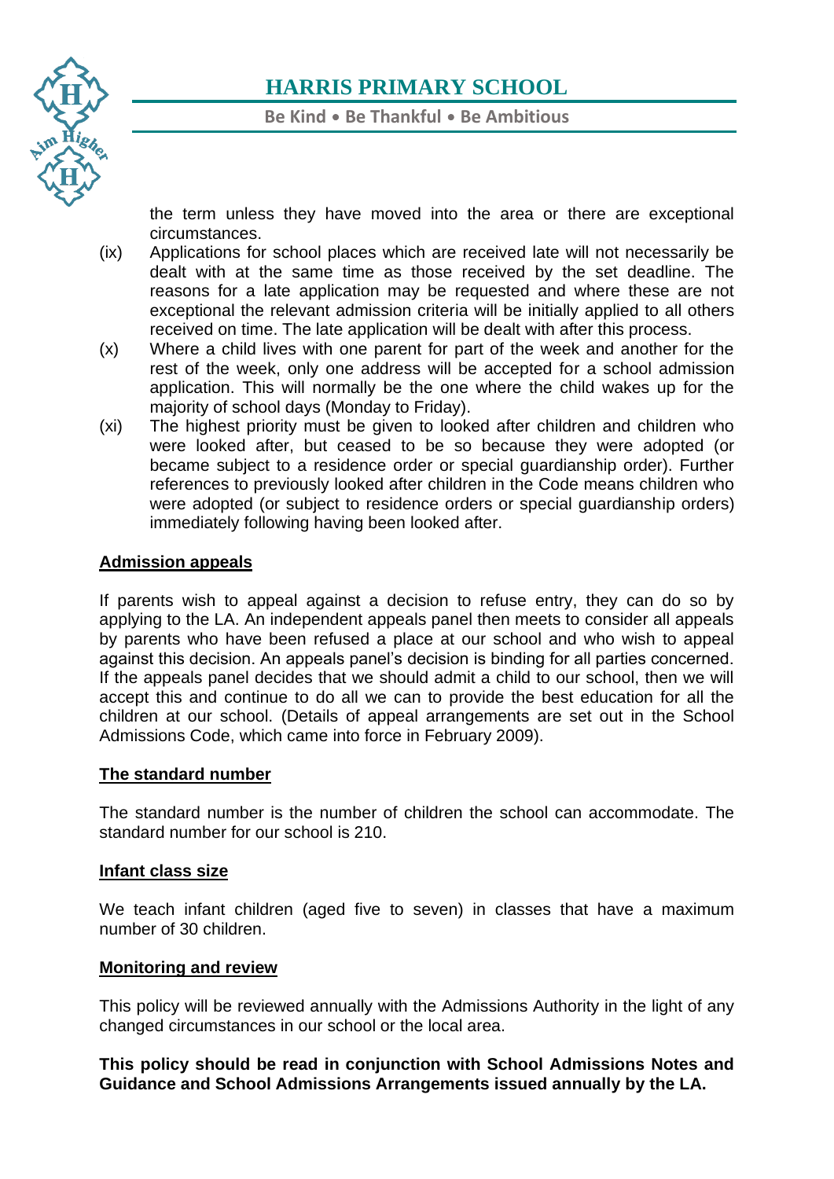the term unless they have moved into the area or there are exceptional circumstances.

(ix) Applications for school places which are received late will not necessarily be dealt with at the same time as those received by the set deadline. The reasons for a late application may be requested and where these are not exceptional the relevant admission criteria will be initially applied to all others received on time. The late application will be dealt with after this process.

(x) Where a child lives with one parent for part of the week and another for the rest of the week, only one address will be accepted for a school admission application. This will normally be the one where the child wakes up for the majority of school days (Monday to Friday).

(xi) The highest priority must be given to looked after children and children who were looked after, but ceased to be so because they were adopted (or became subject to a residence order or special guardianship order). Further references to previously looked after children in the Code means children who were adopted (or subject to residence orders or special guardianship orders) immediately following having been looked after.

**Admission appeals**

If parents wish to appeal against a decision to refuse entry, they can do so by applying to the LA. An independent appeals panel then meets to consider all appeals by parents who have been refused a place at our school and who wish to appeal against this decision. An appeals panel's decision is binding for all parties concerned. If the appeals panel decides that we should admit a child to our school, then we will accept this and continue to do all we can to provide the best education for all the children at our school. (Details of appeal arrangements are set out in the School Admissions Code, which came into force in February 2009).

**The standard number**

The standard number is the number of children the school can accommodate. The standard number for our school is 210.

**Infant class size**

We teach infant children (aged five to seven) in classes that have a maximum number of 30 children.

**Monitoring and review**

This policy will be reviewed annually with the Admissions Authority in the light of any changed circumstances in our school or the local area.

**This policy should be read in conjunction with School Admissions Notes and Guidance and School Admissions Arrangements issued annually by the LA.**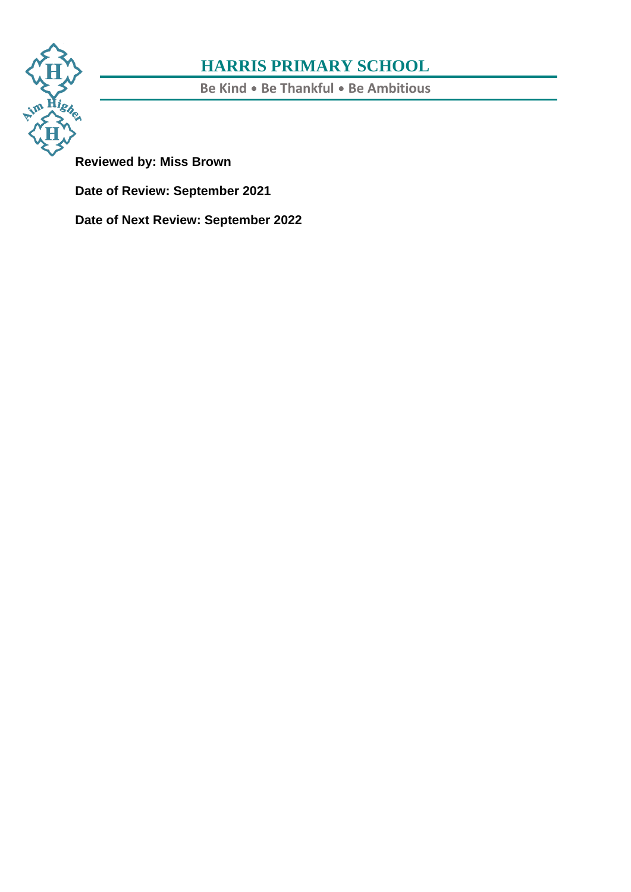# HARRIS PRIMARY SCHOOL

**Be Kind • Be Thankful • Be Ambitious**

**Reviewed by: Miss Brown**

**Date of Review: September 2021**

**Date of Next Review: September 2022**